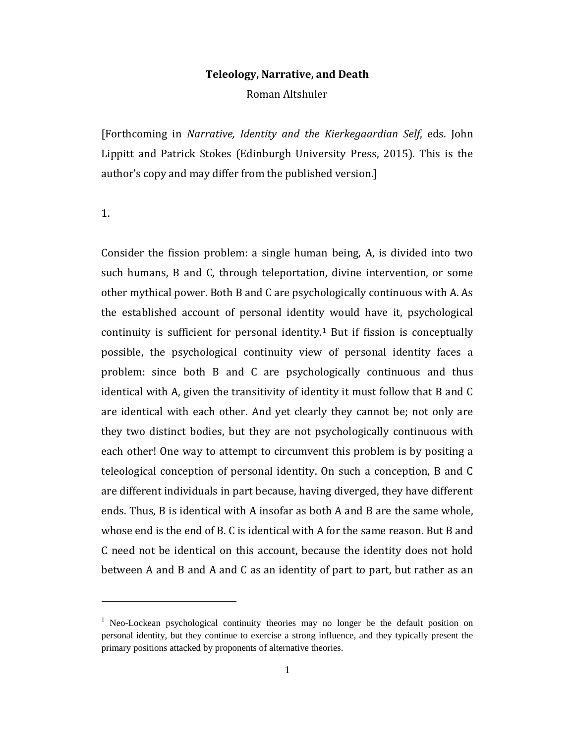# Teleology, Narrative, and Death

Roman Altshuler

[Forthcoming in *Narrative, Identity and the Kierkegaardian Self*, eds. John Lippitt and Patrick Stokes (Edinburgh University Press, 2015). This is the author's copy and may differ from the published version.]

1.

Consider the fission problem: a single human being, A, is divided into two such humans, B and C, through teleportation, divine intervention, or some other mythical power. Both B and C are psychologically continuous with A. As the established account of personal identity would have it, psychological continuity is sufficient for personal identity.[1] But if fission is conceptually possible, the psychological continuity view of personal identity faces a problem: since both B and C are psychologically continuous and thus identical with A, given the transitivity of identity it must follow that B and C are identical with each other. And yet clearly they cannot be; not only are they two distinct bodies, but they are not psychologically continuous with each other! One way to attempt to circumvent this problem is by positing a teleological conception of personal identity. On such a conception, B and C are different individuals in part because, having diverged, they have different ends. Thus, B is identical with A insofar as both A and B are the same whole, whose end is the end of B. C is identical with A for the same reason. But B and C need not be identical on this account, because the identity does not hold between A and B and A and C as an identity of part to part, but rather as an

[1] Neo-Lockean psychological continuity theories may no longer be the default position on personal identity, but they continue to exercise a strong influence, and they typically present the primary positions attacked by proponents of alternative theories.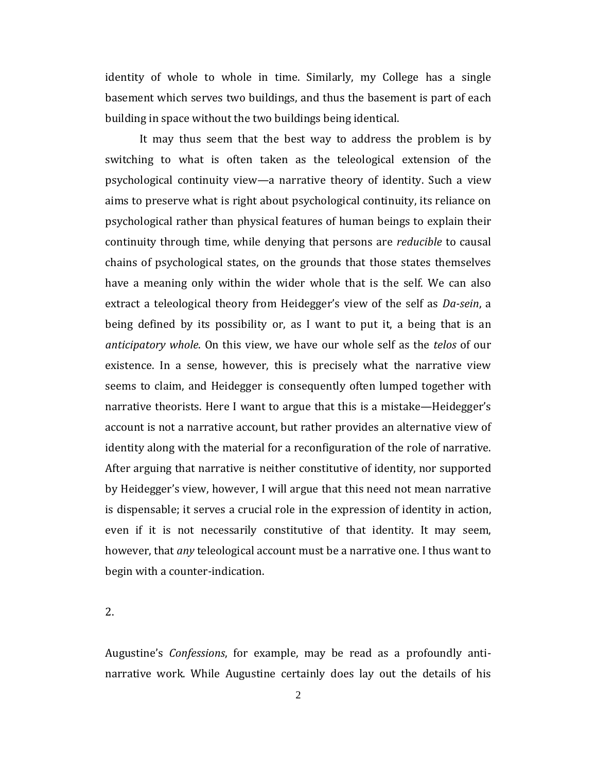identity of whole to whole in time. Similarly, my College has a single basement which serves two buildings, and thus the basement is part of each building in space without the two buildings being identical.

It may thus seem that the best way to address the problem is by switching to what is often taken as the teleological extension of the psychological continuity view—a narrative theory of identity. Such a view aims to preserve what is right about psychological continuity, its reliance on psychological rather than physical features of human beings to explain their continuity through time, while denying that persons are *reducible* to causal chains of psychological states, on the grounds that those states themselves have a meaning only within the wider whole that is the self. We can also extract a teleological theory from Heidegger's view of the self as *Da-sein*, a being defined by its possibility or, as I want to put it, a being that is an *anticipatory whole*. On this view, we have our whole self as the *telos* of our existence. In a sense, however, this is precisely what the narrative view seems to claim, and Heidegger is consequently often lumped together with narrative theorists. Here I want to argue that this is a mistake—Heidegger's account is not a narrative account, but rather provides an alternative view of identity along with the material for a reconfiguration of the role of narrative. After arguing that narrative is neither constitutive of identity, nor supported by Heidegger's view, however, I will argue that this need not mean narrative is dispensable; it serves a crucial role in the expression of identity in action, even if it is not necessarily constitutive of that identity. It may seem, however, that *any* teleological account must be a narrative one. I thus want to begin with a counter-indication.

## 2.

Augustine's *Confessions*, for example, may be read as a profoundly anti-narrative work. While Augustine certainly does lay out the details of his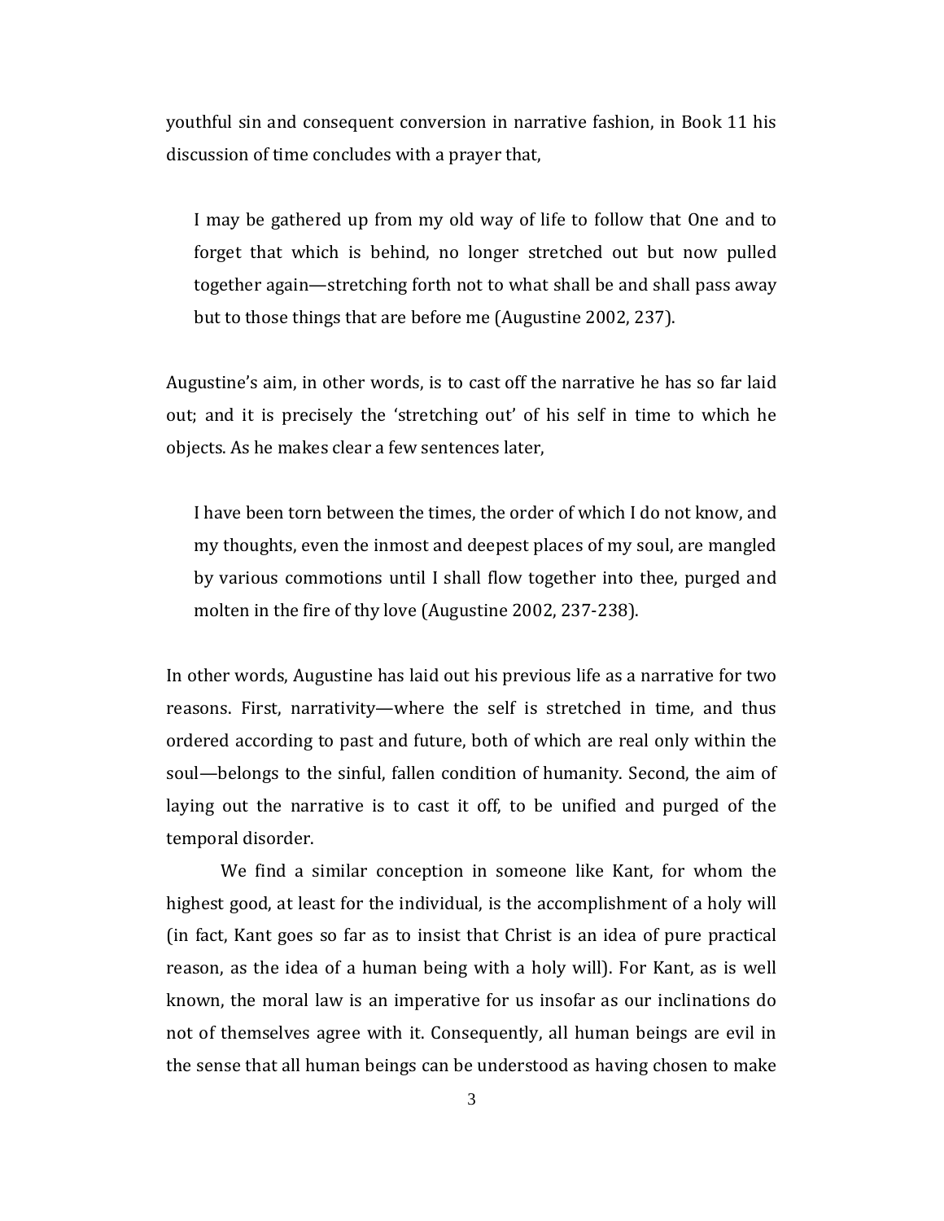youthful sin and consequent conversion in narrative fashion, in Book 11 his discussion of time concludes with a prayer that,

> I may be gathered up from my old way of life to follow that One and to forget that which is behind, no longer stretched out but now pulled together again—stretching forth not to what shall be and shall pass away but to those things that are before me (Augustine 2002, 237).

Augustine's aim, in other words, is to cast off the narrative he has so far laid out; and it is precisely the 'stretching out' of his self in time to which he objects. As he makes clear a few sentences later,

> I have been torn between the times, the order of which I do not know, and my thoughts, even the inmost and deepest places of my soul, are mangled by various commotions until I shall flow together into thee, purged and molten in the fire of thy love (Augustine 2002, 237-238).

In other words, Augustine has laid out his previous life as a narrative for two reasons. First, narrativity—where the self is stretched in time, and thus ordered according to past and future, both of which are real only within the soul—belongs to the sinful, fallen condition of humanity. Second, the aim of laying out the narrative is to cast it off, to be unified and purged of the temporal disorder.

We find a similar conception in someone like Kant, for whom the highest good, at least for the individual, is the accomplishment of a holy will (in fact, Kant goes so far as to insist that Christ is an idea of pure practical reason, as the idea of a human being with a holy will). For Kant, as is well known, the moral law is an imperative for us insofar as our inclinations do not of themselves agree with it. Consequently, all human beings are evil in the sense that all human beings can be understood as having chosen to make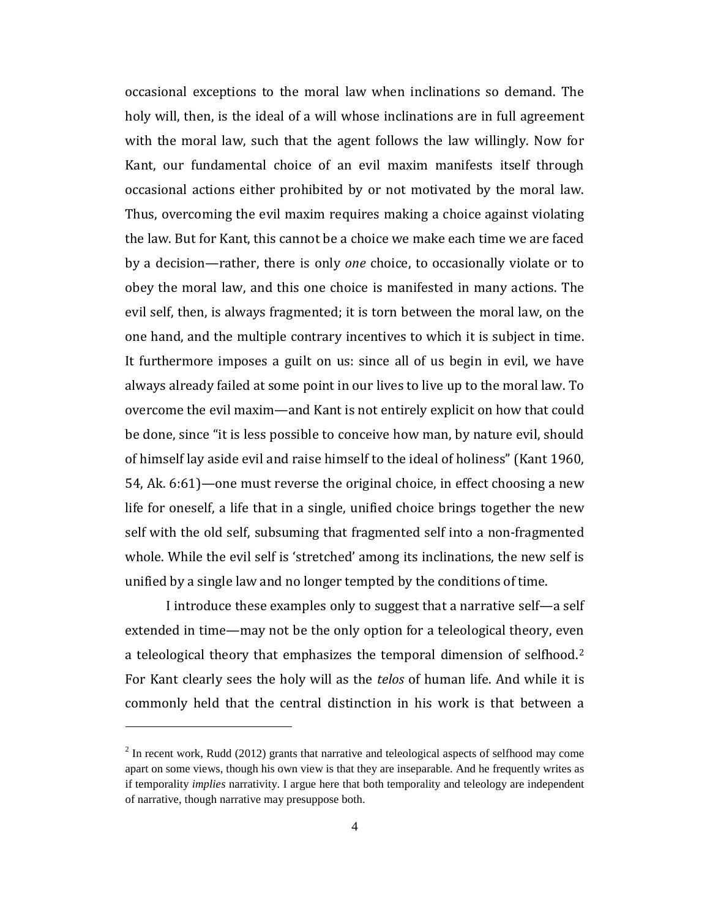occasional exceptions to the moral law when inclinations so demand. The holy will, then, is the ideal of a will whose inclinations are in full agreement with the moral law, such that the agent follows the law willingly. Now for Kant, our fundamental choice of an evil maxim manifests itself through occasional actions either prohibited by or not motivated by the moral law. Thus, overcoming the evil maxim requires making a choice against violating the law. But for Kant, this cannot be a choice we make each time we are faced by a decision—rather, there is only *one* choice, to occasionally violate or to obey the moral law, and this one choice is manifested in many actions. The evil self, then, is always fragmented; it is torn between the moral law, on the one hand, and the multiple contrary incentives to which it is subject in time. It furthermore imposes a guilt on us: since all of us begin in evil, we have always already failed at some point in our lives to live up to the moral law. To overcome the evil maxim—and Kant is not entirely explicit on how that could be done, since "it is less possible to conceive how man, by nature evil, should of himself lay aside evil and raise himself to the ideal of holiness" (Kant 1960, 54, Ak. 6:61)—one must reverse the original choice, in effect choosing a new life for oneself, a life that in a single, unified choice brings together the new self with the old self, subsuming that fragmented self into a non-fragmented whole. While the evil self is 'stretched' among its inclinations, the new self is unified by a single law and no longer tempted by the conditions of time.

I introduce these examples only to suggest that a narrative self—a self extended in time—may not be the only option for a teleological theory, even a teleological theory that emphasizes the temporal dimension of selfhood.[2] For Kant clearly sees the holy will as the *telos* of human life. And while it is commonly held that the central distinction in his work is that between a

[2] In recent work, Rudd (2012) grants that narrative and teleological aspects of selfhood may come apart on some views, though his own view is that they are inseparable. And he frequently writes as if temporality *implies* narrativity. I argue here that both temporality and teleology are independent of narrative, though narrative may presuppose both.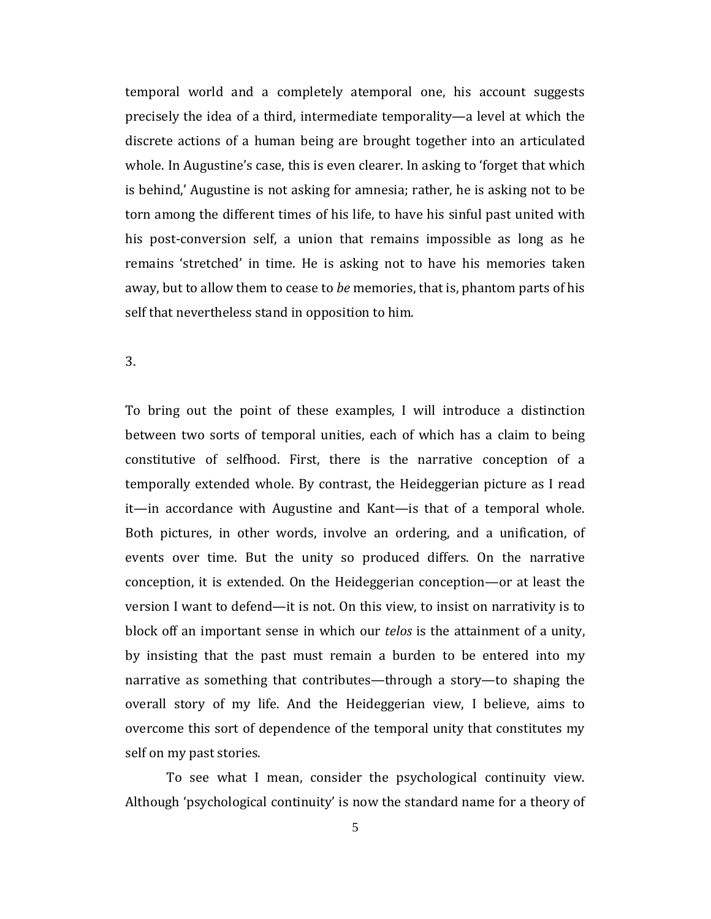temporal world and a completely atemporal one, his account suggests precisely the idea of a third, intermediate temporality—a level at which the discrete actions of a human being are brought together into an articulated whole. In Augustine's case, this is even clearer. In asking to 'forget that which is behind,' Augustine is not asking for amnesia; rather, he is asking not to be torn among the different times of his life, to have his sinful past united with his post-conversion self, a union that remains impossible as long as he remains 'stretched' in time. He is asking not to have his memories taken away, but to allow them to cease to *be* memories, that is, phantom parts of his self that nevertheless stand in opposition to him.

## 3.

To bring out the point of these examples, I will introduce a distinction between two sorts of temporal unities, each of which has a claim to being constitutive of selfhood. First, there is the narrative conception of a temporally extended whole. By contrast, the Heideggerian picture as I read it—in accordance with Augustine and Kant—is that of a temporal whole. Both pictures, in other words, involve an ordering, and a unification, of events over time. But the unity so produced differs. On the narrative conception, it is extended. On the Heideggerian conception—or at least the version I want to defend—it is not. On this view, to insist on narrativity is to block off an important sense in which our *telos* is the attainment of a unity, by insisting that the past must remain a burden to be entered into my narrative as something that contributes—through a story—to shaping the overall story of my life. And the Heideggerian view, I believe, aims to overcome this sort of dependence of the temporal unity that constitutes my self on my past stories.

To see what I mean, consider the psychological continuity view. Although 'psychological continuity' is now the standard name for a theory of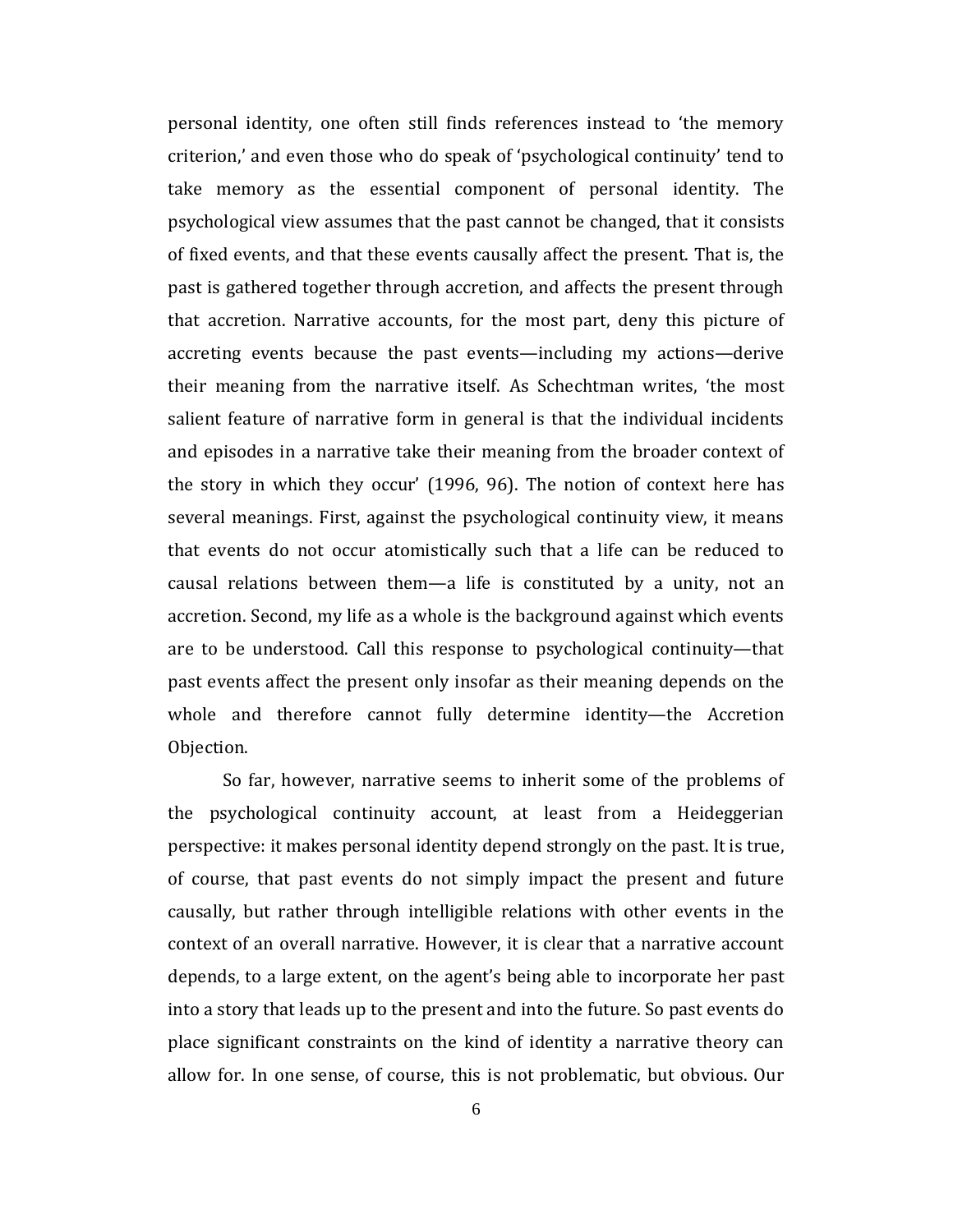personal identity, one often still finds references instead to 'the memory criterion,' and even those who do speak of 'psychological continuity' tend to take memory as the essential component of personal identity. The psychological view assumes that the past cannot be changed, that it consists of fixed events, and that these events causally affect the present. That is, the past is gathered together through accretion, and affects the present through that accretion. Narrative accounts, for the most part, deny this picture of accreting events because the past events—including my actions—derive their meaning from the narrative itself. As Schechtman writes, 'the most salient feature of narrative form in general is that the individual incidents and episodes in a narrative take their meaning from the broader context of the story in which they occur' (1996, 96). The notion of context here has several meanings. First, against the psychological continuity view, it means that events do not occur atomistically such that a life can be reduced to causal relations between them—a life is constituted by a unity, not an accretion. Second, my life as a whole is the background against which events are to be understood. Call this response to psychological continuity—that past events affect the present only insofar as their meaning depends on the whole and therefore cannot fully determine identity—the Accretion Objection.

So far, however, narrative seems to inherit some of the problems of the psychological continuity account, at least from a Heideggerian perspective: it makes personal identity depend strongly on the past. It is true, of course, that past events do not simply impact the present and future causally, but rather through intelligible relations with other events in the context of an overall narrative. However, it is clear that a narrative account depends, to a large extent, on the agent's being able to incorporate her past into a story that leads up to the present and into the future. So past events do place significant constraints on the kind of identity a narrative theory can allow for. In one sense, of course, this is not problematic, but obvious. Our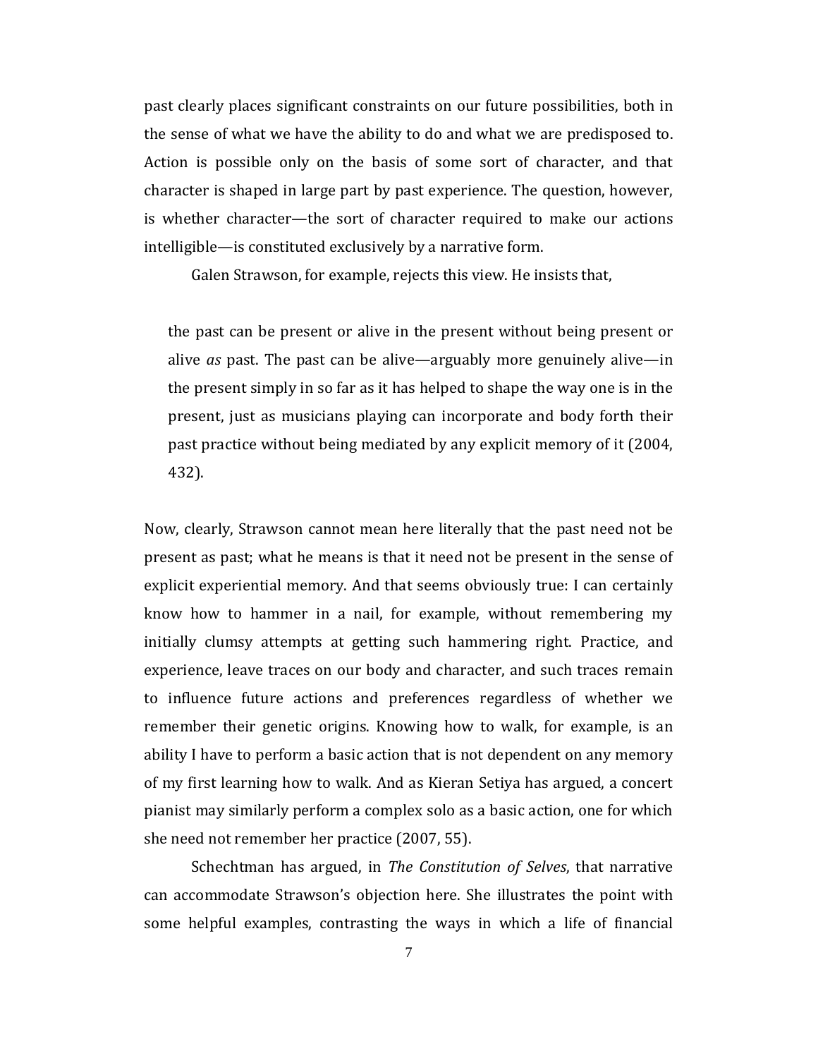past clearly places significant constraints on our future possibilities, both in the sense of what we have the ability to do and what we are predisposed to. Action is possible only on the basis of some sort of character, and that character is shaped in large part by past experience. The question, however, is whether character—the sort of character required to make our actions intelligible—is constituted exclusively by a narrative form.

Galen Strawson, for example, rejects this view. He insists that,

> the past can be present or alive in the present without being present or alive *as* past. The past can be alive—arguably more genuinely alive—in the present simply in so far as it has helped to shape the way one is in the present, just as musicians playing can incorporate and body forth their past practice without being mediated by any explicit memory of it (2004, 432).

Now, clearly, Strawson cannot mean here literally that the past need not be present as past; what he means is that it need not be present in the sense of explicit experiential memory. And that seems obviously true: I can certainly know how to hammer in a nail, for example, without remembering my initially clumsy attempts at getting such hammering right. Practice, and experience, leave traces on our body and character, and such traces remain to influence future actions and preferences regardless of whether we remember their genetic origins. Knowing how to walk, for example, is an ability I have to perform a basic action that is not dependent on any memory of my first learning how to walk. And as Kieran Setiya has argued, a concert pianist may similarly perform a complex solo as a basic action, one for which she need not remember her practice (2007, 55).

Schechtman has argued, in *The Constitution of Selves*, that narrative can accommodate Strawson's objection here. She illustrates the point with some helpful examples, contrasting the ways in which a life of financial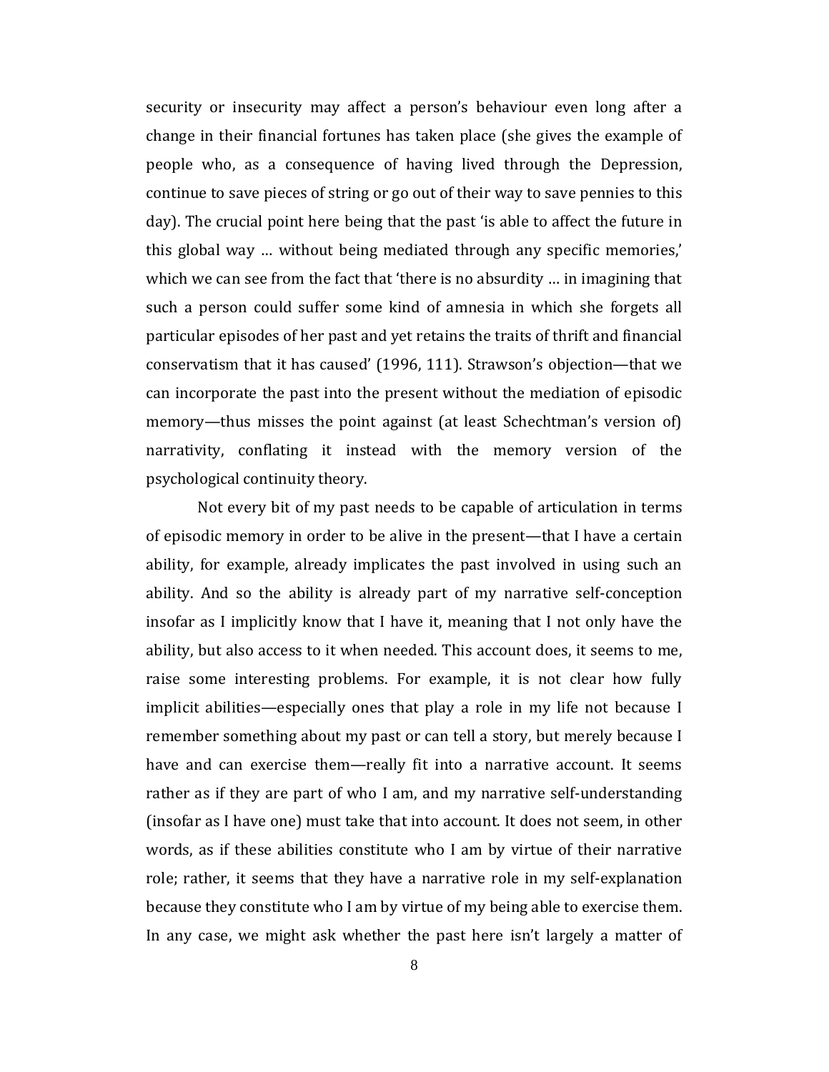security or insecurity may affect a person's behaviour even long after a change in their financial fortunes has taken place (she gives the example of people who, as a consequence of having lived through the Depression, continue to save pieces of string or go out of their way to save pennies to this day). The crucial point here being that the past 'is able to affect the future in this global way … without being mediated through any specific memories,' which we can see from the fact that 'there is no absurdity … in imagining that such a person could suffer some kind of amnesia in which she forgets all particular episodes of her past and yet retains the traits of thrift and financial conservatism that it has caused' (1996, 111). Strawson's objection—that we can incorporate the past into the present without the mediation of episodic memory—thus misses the point against (at least Schechtman's version of) narrativity, conflating it instead with the memory version of the psychological continuity theory.

Not every bit of my past needs to be capable of articulation in terms of episodic memory in order to be alive in the present—that I have a certain ability, for example, already implicates the past involved in using such an ability. And so the ability is already part of my narrative self-conception insofar as I implicitly know that I have it, meaning that I not only have the ability, but also access to it when needed. This account does, it seems to me, raise some interesting problems. For example, it is not clear how fully implicit abilities—especially ones that play a role in my life not because I remember something about my past or can tell a story, but merely because I have and can exercise them—really fit into a narrative account. It seems rather as if they are part of who I am, and my narrative self-understanding (insofar as I have one) must take that into account. It does not seem, in other words, as if these abilities constitute who I am by virtue of their narrative role; rather, it seems that they have a narrative role in my self-explanation because they constitute who I am by virtue of my being able to exercise them. In any case, we might ask whether the past here isn't largely a matter of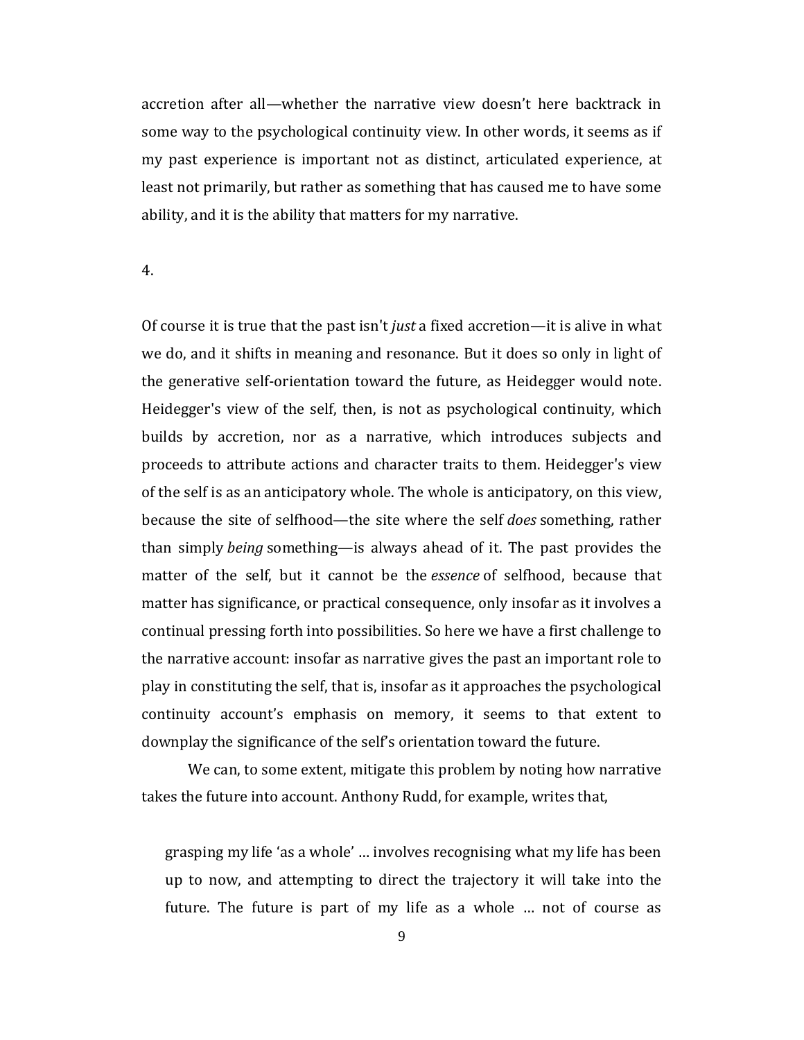accretion after all—whether the narrative view doesn't here backtrack in some way to the psychological continuity view. In other words, it seems as if my past experience is important not as distinct, articulated experience, at least not primarily, but rather as something that has caused me to have some ability, and it is the ability that matters for my narrative.

4.

Of course it is true that the past isn't *just* a fixed accretion—it is alive in what we do, and it shifts in meaning and resonance. But it does so only in light of the generative self-orientation toward the future, as Heidegger would note. Heidegger's view of the self, then, is not as psychological continuity, which builds by accretion, nor as a narrative, which introduces subjects and proceeds to attribute actions and character traits to them. Heidegger's view of the self is as an anticipatory whole. The whole is anticipatory, on this view, because the site of selfhood—the site where the self *does* something, rather than simply *being* something—is always ahead of it. The past provides the matter of the self, but it cannot be the *essence* of selfhood, because that matter has significance, or practical consequence, only insofar as it involves a continual pressing forth into possibilities. So here we have a first challenge to the narrative account: insofar as narrative gives the past an important role to play in constituting the self, that is, insofar as it approaches the psychological continuity account's emphasis on memory, it seems to that extent to downplay the significance of the self's orientation toward the future.

We can, to some extent, mitigate this problem by noting how narrative takes the future into account. Anthony Rudd, for example, writes that,

> grasping my life 'as a whole' … involves recognising what my life has been up to now, and attempting to direct the trajectory it will take into the future. The future is part of my life as a whole … not of course as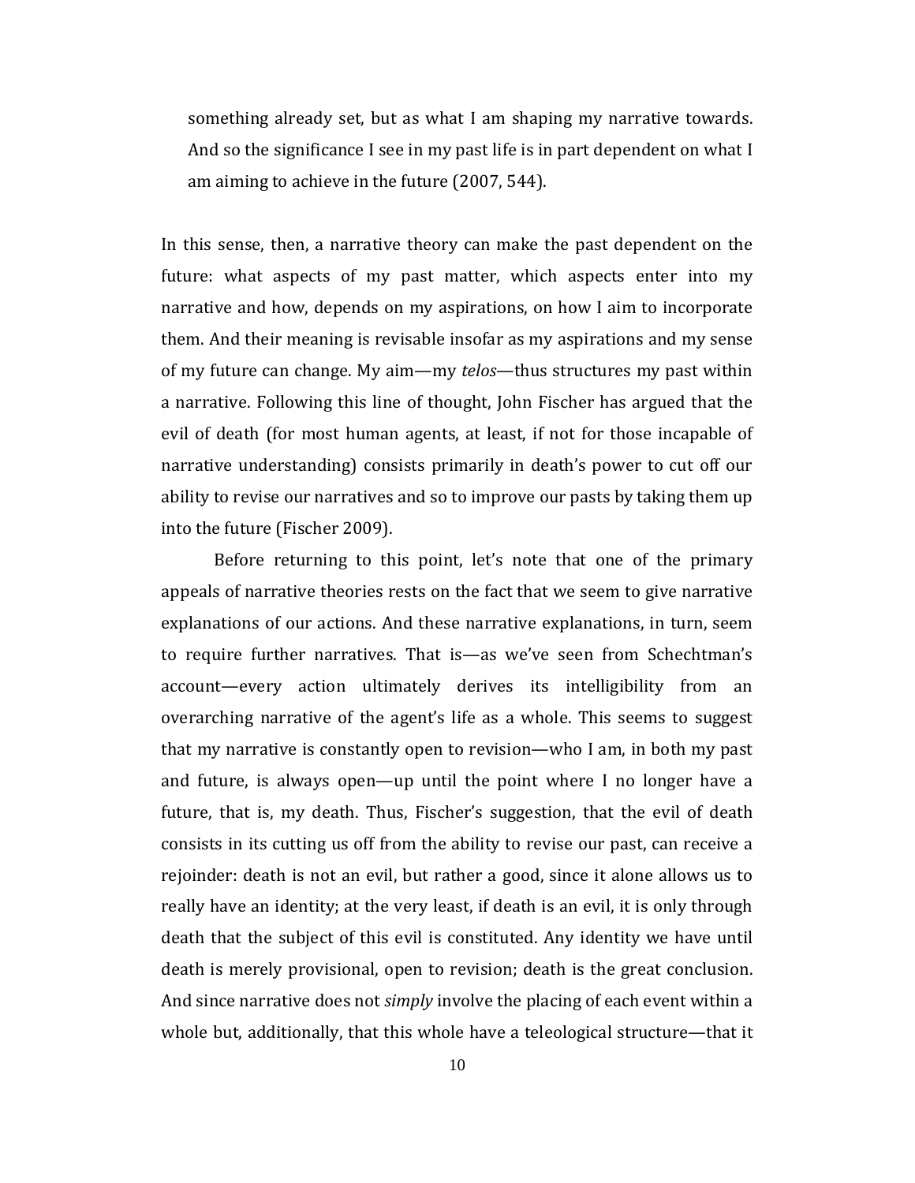> something already set, but as what I am shaping my narrative towards. And so the significance I see in my past life is in part dependent on what I am aiming to achieve in the future (2007, 544).

In this sense, then, a narrative theory can make the past dependent on the future: what aspects of my past matter, which aspects enter into my narrative and how, depends on my aspirations, on how I aim to incorporate them. And their meaning is revisable insofar as my aspirations and my sense of my future can change. My aim—my *telos*—thus structures my past within a narrative. Following this line of thought, John Fischer has argued that the evil of death (for most human agents, at least, if not for those incapable of narrative understanding) consists primarily in death's power to cut off our ability to revise our narratives and so to improve our pasts by taking them up into the future (Fischer 2009).

Before returning to this point, let's note that one of the primary appeals of narrative theories rests on the fact that we seem to give narrative explanations of our actions. And these narrative explanations, in turn, seem to require further narratives. That is—as we've seen from Schechtman's account—every action ultimately derives its intelligibility from an overarching narrative of the agent's life as a whole. This seems to suggest that my narrative is constantly open to revision—who I am, in both my past and future, is always open—up until the point where I no longer have a future, that is, my death. Thus, Fischer's suggestion, that the evil of death consists in its cutting us off from the ability to revise our past, can receive a rejoinder: death is not an evil, but rather a good, since it alone allows us to really have an identity; at the very least, if death is an evil, it is only through death that the subject of this evil is constituted. Any identity we have until death is merely provisional, open to revision; death is the great conclusion. And since narrative does not *simply* involve the placing of each event within a whole but, additionally, that this whole have a teleological structure—that it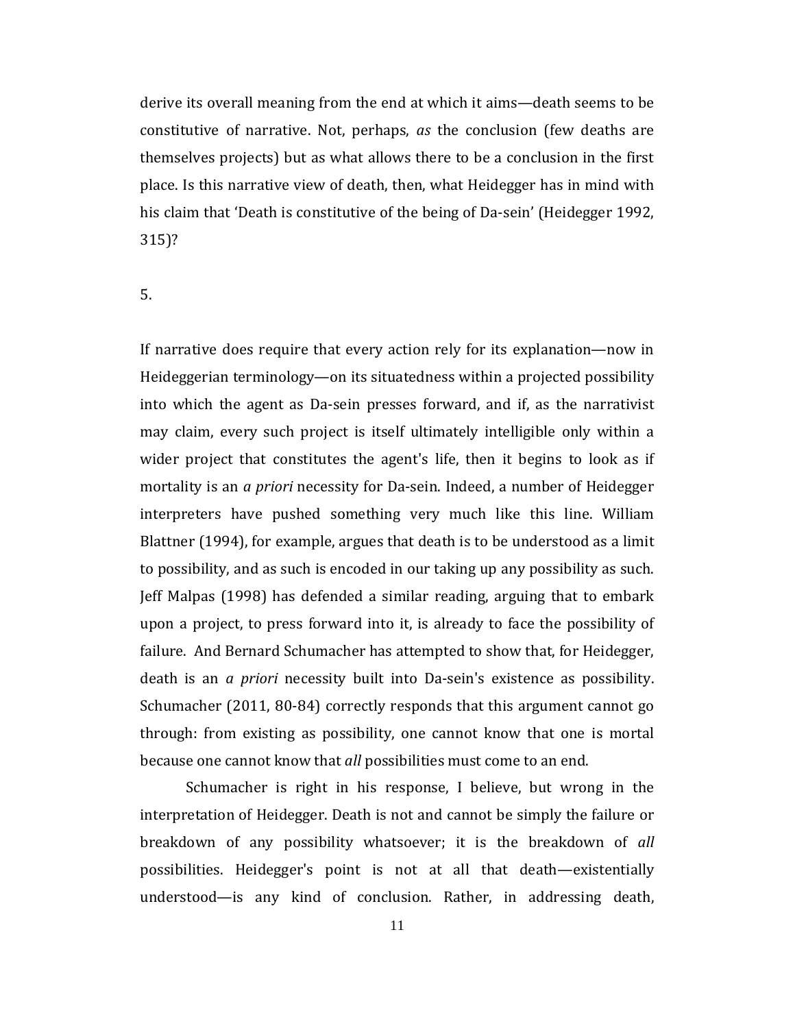derive its overall meaning from the end at which it aims—death seems to be constitutive of narrative. Not, perhaps, *as* the conclusion (few deaths are themselves projects) but as what allows there to be a conclusion in the first place. Is this narrative view of death, then, what Heidegger has in mind with his claim that 'Death is constitutive of the being of Da-sein' (Heidegger 1992, 315)?

5.

If narrative does require that every action rely for its explanation—now in Heideggerian terminology—on its situatedness within a projected possibility into which the agent as Da-sein presses forward, and if, as the narrativist may claim, every such project is itself ultimately intelligible only within a wider project that constitutes the agent's life, then it begins to look as if mortality is an *a priori* necessity for Da-sein. Indeed, a number of Heidegger interpreters have pushed something very much like this line. William Blattner (1994), for example, argues that death is to be understood as a limit to possibility, and as such is encoded in our taking up any possibility as such. Jeff Malpas (1998) has defended a similar reading, arguing that to embark upon a project, to press forward into it, is already to face the possibility of failure. And Bernard Schumacher has attempted to show that, for Heidegger, death is an *a priori* necessity built into Da-sein's existence as possibility. Schumacher (2011, 80-84) correctly responds that this argument cannot go through: from existing as possibility, one cannot know that one is mortal because one cannot know that *all* possibilities must come to an end.

Schumacher is right in his response, I believe, but wrong in the interpretation of Heidegger. Death is not and cannot be simply the failure or breakdown of any possibility whatsoever; it is the breakdown of *all* possibilities. Heidegger's point is not at all that death—existentially understood—is any kind of conclusion. Rather, in addressing death,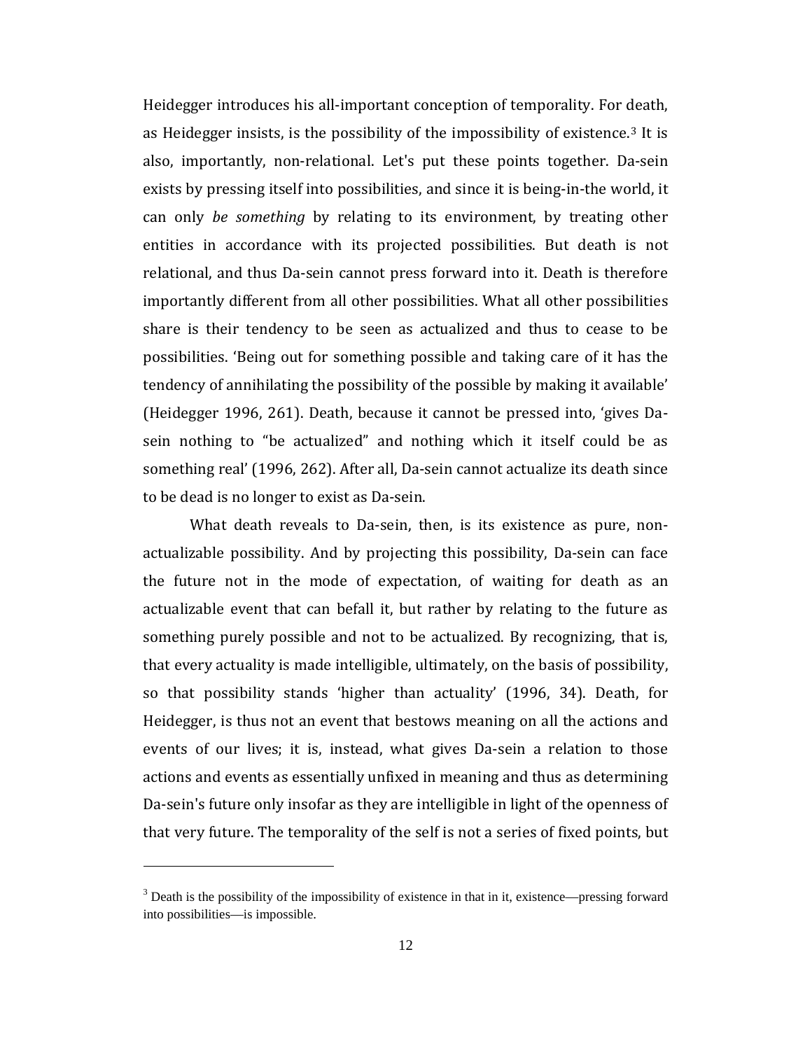Heidegger introduces his all-important conception of temporality. For death, as Heidegger insists, is the possibility of the impossibility of existence.[3] It is also, importantly, non-relational. Let's put these points together. Da-sein exists by pressing itself into possibilities, and since it is being-in-the world, it can only *be something* by relating to its environment, by treating other entities in accordance with its projected possibilities. But death is not relational, and thus Da-sein cannot press forward into it. Death is therefore importantly different from all other possibilities. What all other possibilities share is their tendency to be seen as actualized and thus to cease to be possibilities. 'Being out for something possible and taking care of it has the tendency of annihilating the possibility of the possible by making it available' (Heidegger 1996, 261). Death, because it cannot be pressed into, 'gives Da-sein nothing to "be actualized" and nothing which it itself could be as something real' (1996, 262). After all, Da-sein cannot actualize its death since to be dead is no longer to exist as Da-sein.

What death reveals to Da-sein, then, is its existence as pure, non-actualizable possibility. And by projecting this possibility, Da-sein can face the future not in the mode of expectation, of waiting for death as an actualizable event that can befall it, but rather by relating to the future as something purely possible and not to be actualized. By recognizing, that is, that every actuality is made intelligible, ultimately, on the basis of possibility, so that possibility stands 'higher than actuality' (1996, 34). Death, for Heidegger, is thus not an event that bestows meaning on all the actions and events of our lives; it is, instead, what gives Da-sein a relation to those actions and events as essentially unfixed in meaning and thus as determining Da-sein's future only insofar as they are intelligible in light of the openness of that very future. The temporality of the self is not a series of fixed points, but

---

[3] Death is the possibility of the impossibility of existence in that in it, existence—pressing forward into possibilities—is impossible.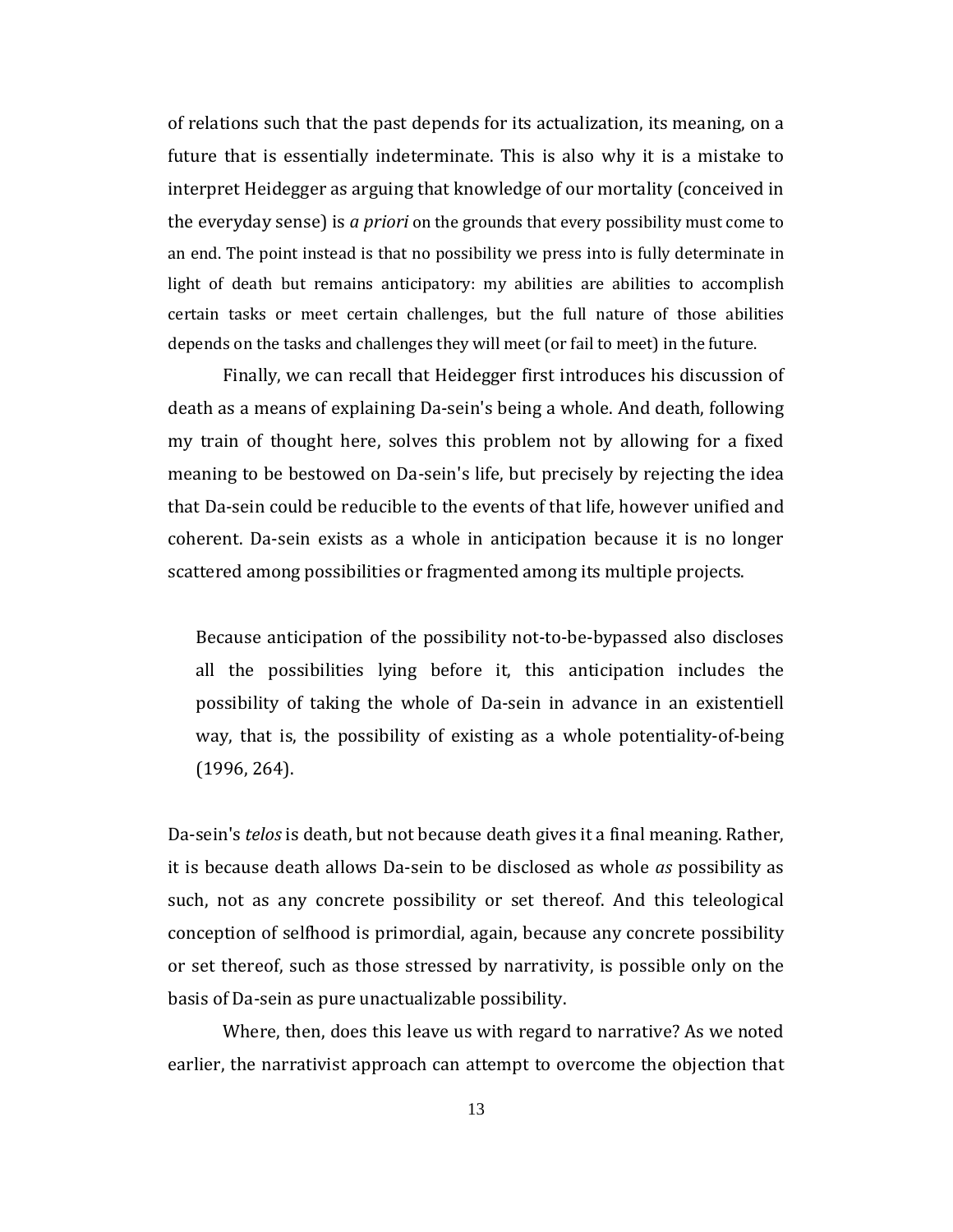of relations such that the past depends for its actualization, its meaning, on a future that is essentially indeterminate. This is also why it is a mistake to interpret Heidegger as arguing that knowledge of our mortality (conceived in the everyday sense) is *a priori* on the grounds that every possibility must come to an end. The point instead is that no possibility we press into is fully determinate in light of death but remains anticipatory: my abilities are abilities to accomplish certain tasks or meet certain challenges, but the full nature of those abilities depends on the tasks and challenges they will meet (or fail to meet) in the future.

Finally, we can recall that Heidegger first introduces his discussion of death as a means of explaining Da-sein's being a whole. And death, following my train of thought here, solves this problem not by allowing for a fixed meaning to be bestowed on Da-sein's life, but precisely by rejecting the idea that Da-sein could be reducible to the events of that life, however unified and coherent. Da-sein exists as a whole in anticipation because it is no longer scattered among possibilities or fragmented among its multiple projects.

> Because anticipation of the possibility not-to-be-bypassed also discloses all the possibilities lying before it, this anticipation includes the possibility of taking the whole of Da-sein in advance in an existentiell way, that is, the possibility of existing as a whole potentiality-of-being (1996, 264).

Da-sein's *telos* is death, but not because death gives it a final meaning. Rather, it is because death allows Da-sein to be disclosed as whole *as* possibility as such, not as any concrete possibility or set thereof. And this teleological conception of selfhood is primordial, again, because any concrete possibility or set thereof, such as those stressed by narrativity, is possible only on the basis of Da-sein as pure unactualizable possibility.

Where, then, does this leave us with regard to narrative? As we noted earlier, the narrativist approach can attempt to overcome the objection that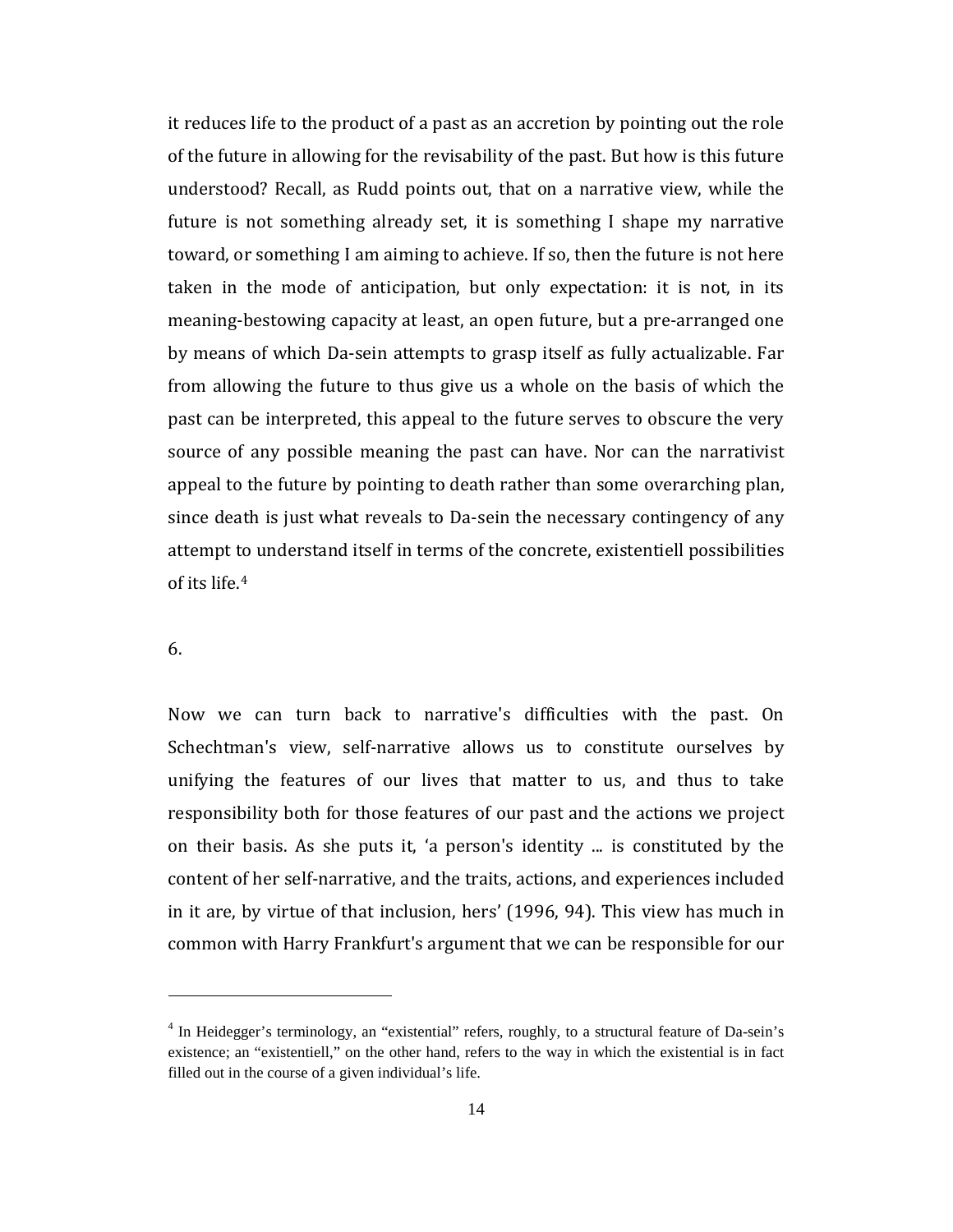it reduces life to the product of a past as an accretion by pointing out the role of the future in allowing for the revisability of the past. But how is this future understood? Recall, as Rudd points out, that on a narrative view, while the future is not something already set, it is something I shape my narrative toward, or something I am aiming to achieve. If so, then the future is not here taken in the mode of anticipation, but only expectation: it is not, in its meaning-bestowing capacity at least, an open future, but a pre-arranged one by means of which Da-sein attempts to grasp itself as fully actualizable. Far from allowing the future to thus give us a whole on the basis of which the past can be interpreted, this appeal to the future serves to obscure the very source of any possible meaning the past can have. Nor can the narrativist appeal to the future by pointing to death rather than some overarching plan, since death is just what reveals to Da-sein the necessary contingency of any attempt to understand itself in terms of the concrete, existentiell possibilities of its life.[4]

## 6.

Now we can turn back to narrative's difficulties with the past. On Schechtman's view, self-narrative allows us to constitute ourselves by unifying the features of our lives that matter to us, and thus to take responsibility both for those features of our past and the actions we project on their basis. As she puts it, 'a person's identity ... is constituted by the content of her self-narrative, and the traits, actions, and experiences included in it are, by virtue of that inclusion, hers' (1996, 94). This view has much in common with Harry Frankfurt's argument that we can be responsible for our

---

[4] In Heidegger's terminology, an "existential" refers, roughly, to a structural feature of Da-sein's existence; an "existentiell," on the other hand, refers to the way in which the existential is in fact filled out in the course of a given individual's life.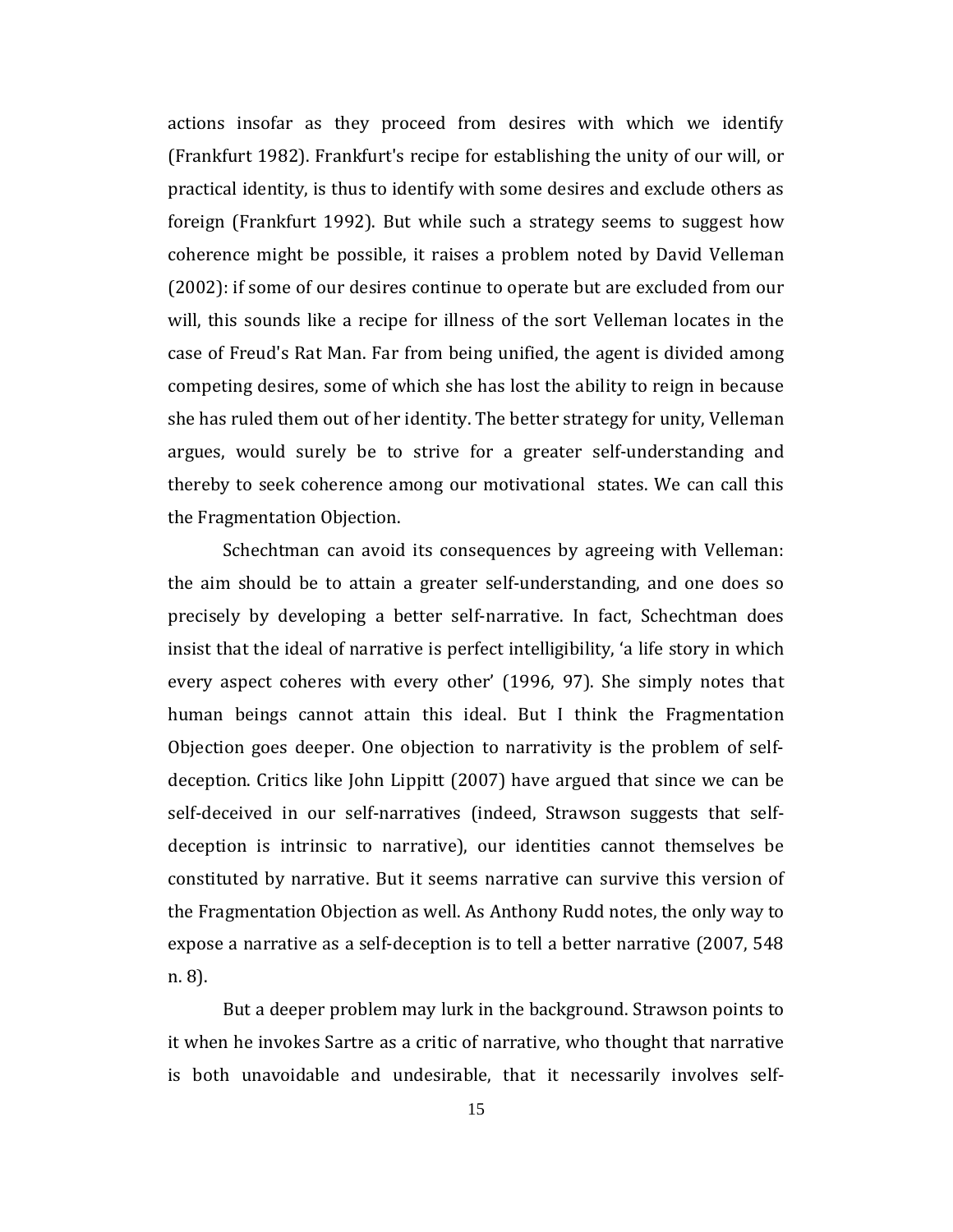actions insofar as they proceed from desires with which we identify (Frankfurt 1982). Frankfurt's recipe for establishing the unity of our will, or practical identity, is thus to identify with some desires and exclude others as foreign (Frankfurt 1992). But while such a strategy seems to suggest how coherence might be possible, it raises a problem noted by David Velleman (2002): if some of our desires continue to operate but are excluded from our will, this sounds like a recipe for illness of the sort Velleman locates in the case of Freud's Rat Man. Far from being unified, the agent is divided among competing desires, some of which she has lost the ability to reign in because she has ruled them out of her identity. The better strategy for unity, Velleman argues, would surely be to strive for a greater self-understanding and thereby to seek coherence among our motivational states. We can call this the Fragmentation Objection.

Schechtman can avoid its consequences by agreeing with Velleman: the aim should be to attain a greater self-understanding, and one does so precisely by developing a better self-narrative. In fact, Schechtman does insist that the ideal of narrative is perfect intelligibility, 'a life story in which every aspect coheres with every other' (1996, 97). She simply notes that human beings cannot attain this ideal. But I think the Fragmentation Objection goes deeper. One objection to narrativity is the problem of self-deception. Critics like John Lippitt (2007) have argued that since we can be self-deceived in our self-narratives (indeed, Strawson suggests that self-deception is intrinsic to narrative), our identities cannot themselves be constituted by narrative. But it seems narrative can survive this version of the Fragmentation Objection as well. As Anthony Rudd notes, the only way to expose a narrative as a self-deception is to tell a better narrative (2007, 548 n. 8).

But a deeper problem may lurk in the background. Strawson points to it when he invokes Sartre as a critic of narrative, who thought that narrative is both unavoidable and undesirable, that it necessarily involves self-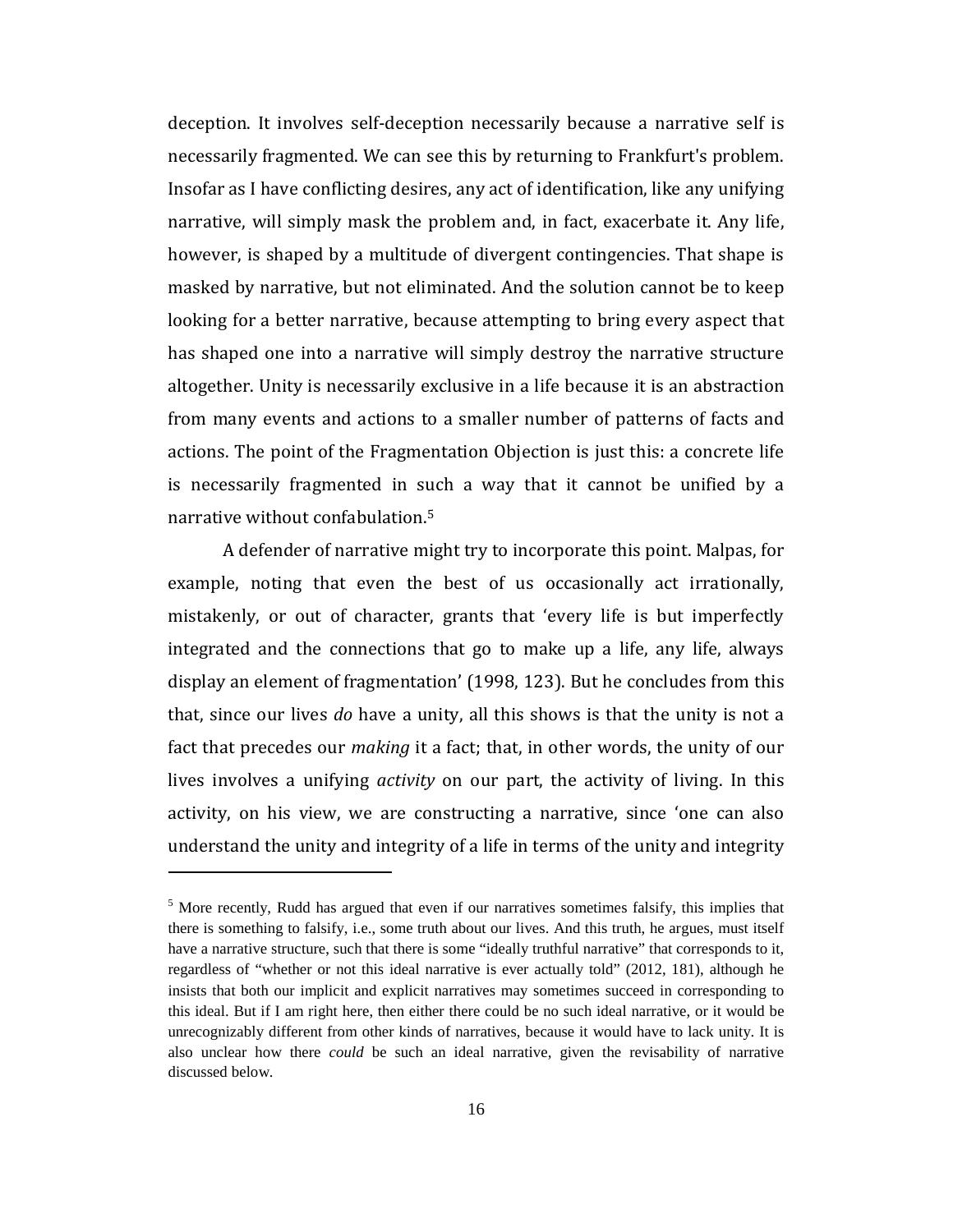deception. It involves self-deception necessarily because a narrative self is necessarily fragmented. We can see this by returning to Frankfurt's problem. Insofar as I have conflicting desires, any act of identification, like any unifying narrative, will simply mask the problem and, in fact, exacerbate it. Any life, however, is shaped by a multitude of divergent contingencies. That shape is masked by narrative, but not eliminated. And the solution cannot be to keep looking for a better narrative, because attempting to bring every aspect that has shaped one into a narrative will simply destroy the narrative structure altogether. Unity is necessarily exclusive in a life because it is an abstraction from many events and actions to a smaller number of patterns of facts and actions. The point of the Fragmentation Objection is just this: a concrete life is necessarily fragmented in such a way that it cannot be unified by a narrative without confabulation.[5]

A defender of narrative might try to incorporate this point. Malpas, for example, noting that even the best of us occasionally act irrationally, mistakenly, or out of character, grants that 'every life is but imperfectly integrated and the connections that go to make up a life, any life, always display an element of fragmentation' (1998, 123). But he concludes from this that, since our lives *do* have a unity, all this shows is that the unity is not a fact that precedes our *making* it a fact; that, in other words, the unity of our lives involves a unifying *activity* on our part, the activity of living. In this activity, on his view, we are constructing a narrative, since 'one can also understand the unity and integrity of a life in terms of the unity and integrity

---

[5] More recently, Rudd has argued that even if our narratives sometimes falsify, this implies that there is something to falsify, i.e., some truth about our lives. And this truth, he argues, must itself have a narrative structure, such that there is some "ideally truthful narrative" that corresponds to it, regardless of "whether or not this ideal narrative is ever actually told" (2012, 181), although he insists that both our implicit and explicit narratives may sometimes succeed in corresponding to this ideal. But if I am right here, then either there could be no such ideal narrative, or it would be unrecognizably different from other kinds of narratives, because it would have to lack unity. It is also unclear how there *could* be such an ideal narrative, given the revisability of narrative discussed below.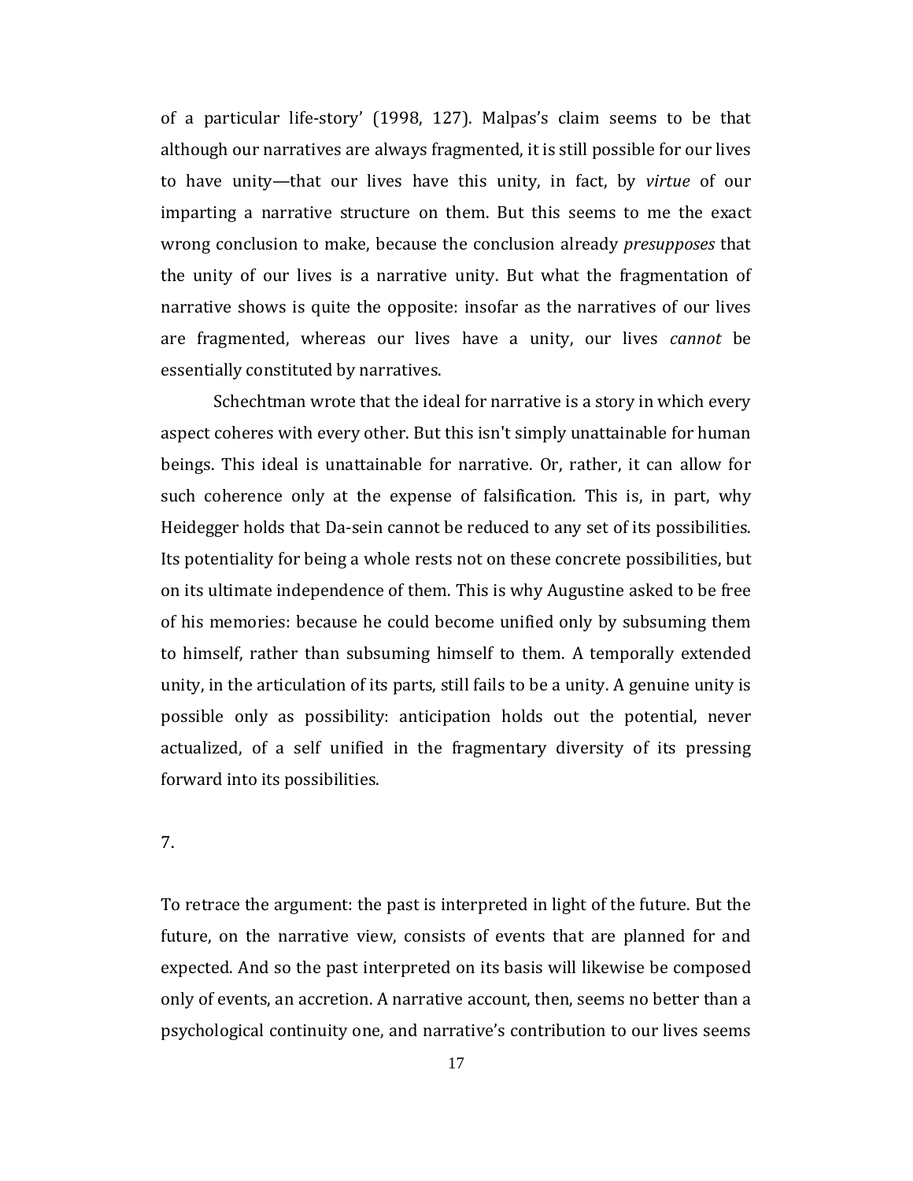of a particular life-story' (1998, 127). Malpas's claim seems to be that although our narratives are always fragmented, it is still possible for our lives to have unity—that our lives have this unity, in fact, by *virtue* of our imparting a narrative structure on them. But this seems to me the exact wrong conclusion to make, because the conclusion already *presupposes* that the unity of our lives is a narrative unity. But what the fragmentation of narrative shows is quite the opposite: insofar as the narratives of our lives are fragmented, whereas our lives have a unity, our lives *cannot* be essentially constituted by narratives.

Schechtman wrote that the ideal for narrative is a story in which every aspect coheres with every other. But this isn't simply unattainable for human beings. This ideal is unattainable for narrative. Or, rather, it can allow for such coherence only at the expense of falsification. This is, in part, why Heidegger holds that Da-sein cannot be reduced to any set of its possibilities. Its potentiality for being a whole rests not on these concrete possibilities, but on its ultimate independence of them. This is why Augustine asked to be free of his memories: because he could become unified only by subsuming them to himself, rather than subsuming himself to them. A temporally extended unity, in the articulation of its parts, still fails to be a unity. A genuine unity is possible only as possibility: anticipation holds out the potential, never actualized, of a self unified in the fragmentary diversity of its pressing forward into its possibilities.

## 7.

To retrace the argument: the past is interpreted in light of the future. But the future, on the narrative view, consists of events that are planned for and expected. And so the past interpreted on its basis will likewise be composed only of events, an accretion. A narrative account, then, seems no better than a psychological continuity one, and narrative's contribution to our lives seems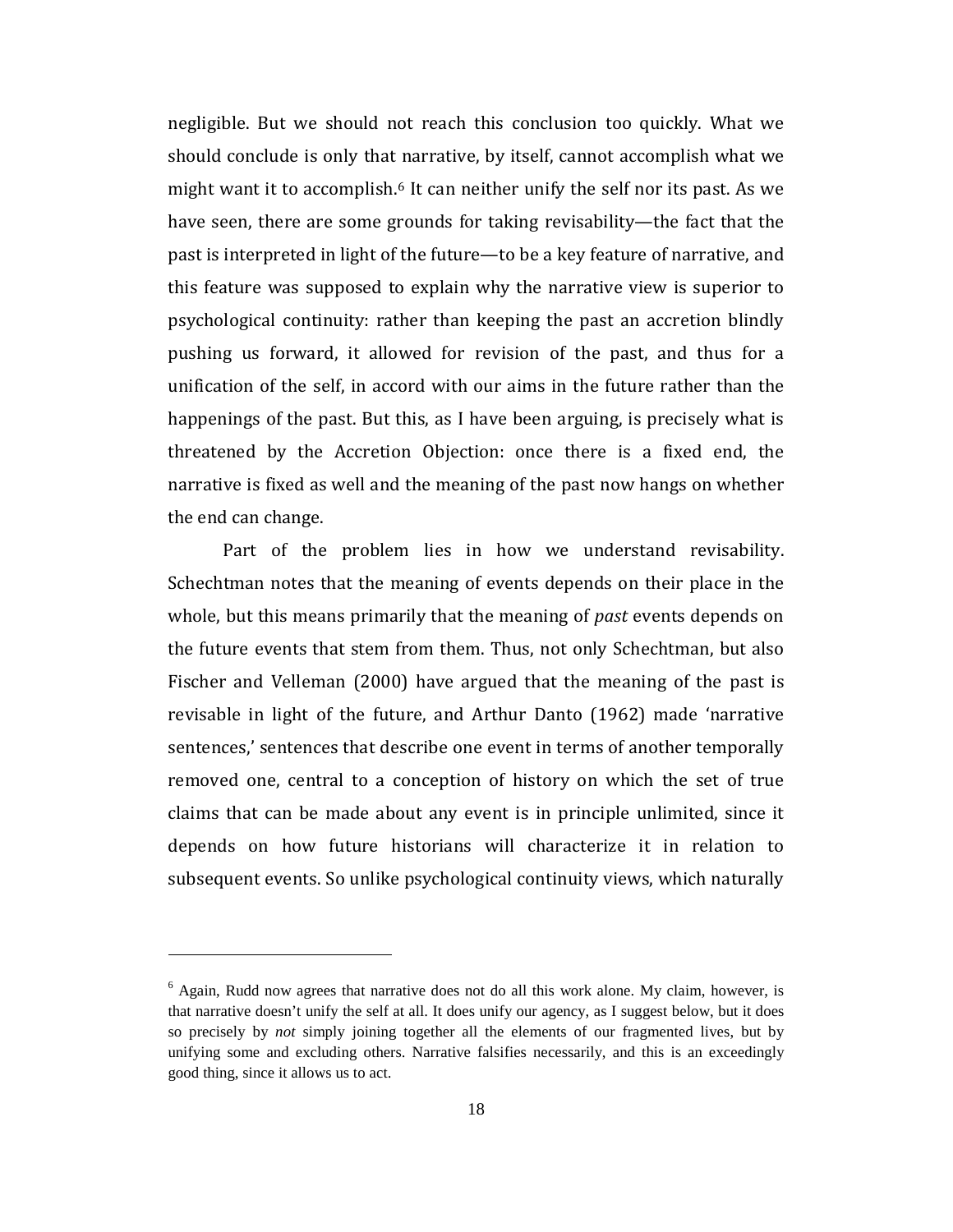negligible. But we should not reach this conclusion too quickly. What we should conclude is only that narrative, by itself, cannot accomplish what we might want it to accomplish.[6] It can neither unify the self nor its past. As we have seen, there are some grounds for taking revisability—the fact that the past is interpreted in light of the future—to be a key feature of narrative, and this feature was supposed to explain why the narrative view is superior to psychological continuity: rather than keeping the past an accretion blindly pushing us forward, it allowed for revision of the past, and thus for a unification of the self, in accord with our aims in the future rather than the happenings of the past. But this, as I have been arguing, is precisely what is threatened by the Accretion Objection: once there is a fixed end, the narrative is fixed as well and the meaning of the past now hangs on whether the end can change.

Part of the problem lies in how we understand revisability. Schechtman notes that the meaning of events depends on their place in the whole, but this means primarily that the meaning of *past* events depends on the future events that stem from them. Thus, not only Schechtman, but also Fischer and Velleman (2000) have argued that the meaning of the past is revisable in light of the future, and Arthur Danto (1962) made 'narrative sentences,' sentences that describe one event in terms of another temporally removed one, central to a conception of history on which the set of true claims that can be made about any event is in principle unlimited, since it depends on how future historians will characterize it in relation to subsequent events. So unlike psychological continuity views, which naturally

[6] Again, Rudd now agrees that narrative does not do all this work alone. My claim, however, is that narrative doesn't unify the self at all. It does unify our agency, as I suggest below, but it does so precisely by *not* simply joining together all the elements of our fragmented lives, but by unifying some and excluding others. Narrative falsifies necessarily, and this is an exceedingly good thing, since it allows us to act.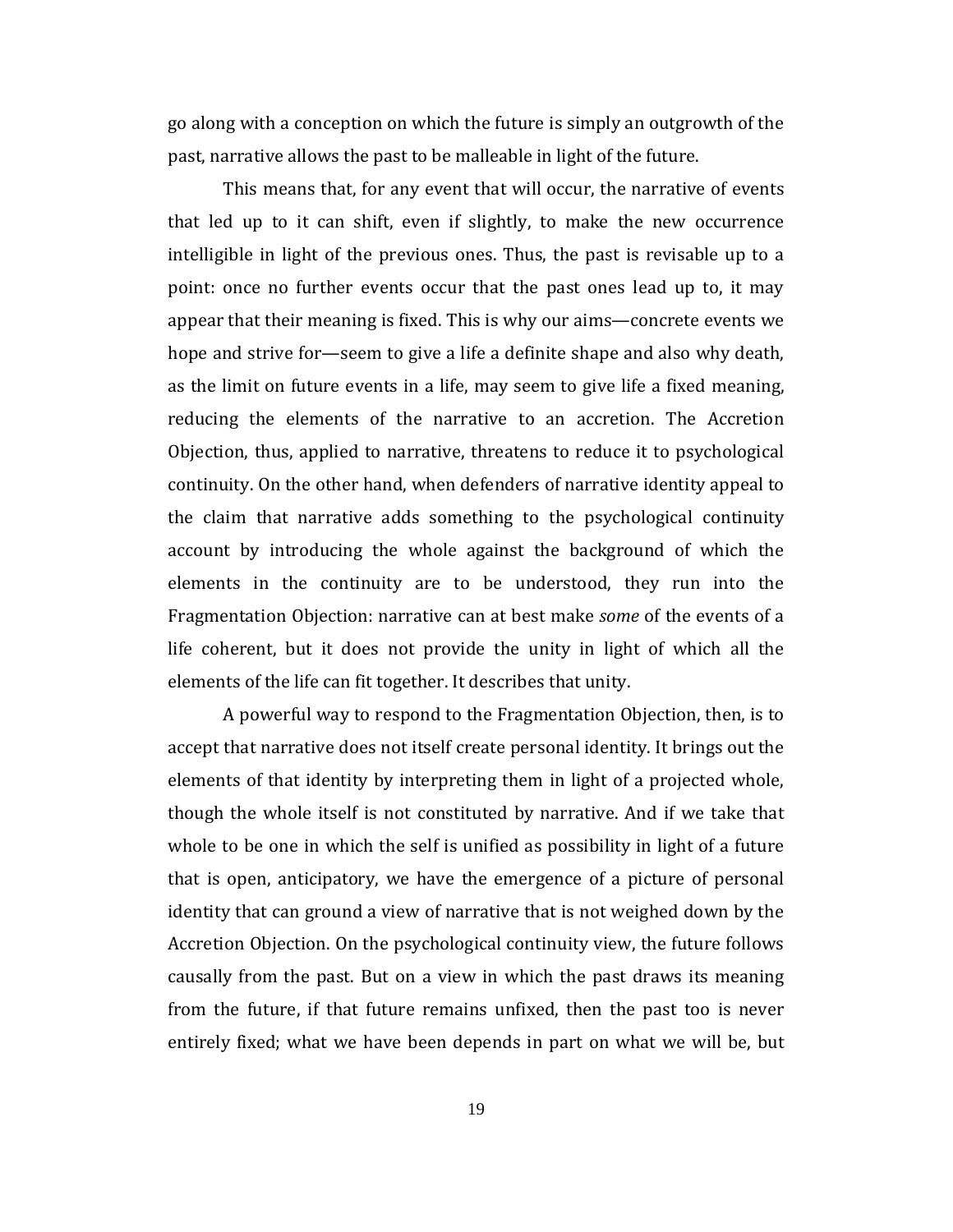go along with a conception on which the future is simply an outgrowth of the past, narrative allows the past to be malleable in light of the future.

This means that, for any event that will occur, the narrative of events that led up to it can shift, even if slightly, to make the new occurrence intelligible in light of the previous ones. Thus, the past is revisable up to a point: once no further events occur that the past ones lead up to, it may appear that their meaning is fixed. This is why our aims—concrete events we hope and strive for—seem to give a life a definite shape and also why death, as the limit on future events in a life, may seem to give life a fixed meaning, reducing the elements of the narrative to an accretion. The Accretion Objection, thus, applied to narrative, threatens to reduce it to psychological continuity. On the other hand, when defenders of narrative identity appeal to the claim that narrative adds something to the psychological continuity account by introducing the whole against the background of which the elements in the continuity are to be understood, they run into the Fragmentation Objection: narrative can at best make *some* of the events of a life coherent, but it does not provide the unity in light of which all the elements of the life can fit together. It describes that unity.

A powerful way to respond to the Fragmentation Objection, then, is to accept that narrative does not itself create personal identity. It brings out the elements of that identity by interpreting them in light of a projected whole, though the whole itself is not constituted by narrative. And if we take that whole to be one in which the self is unified as possibility in light of a future that is open, anticipatory, we have the emergence of a picture of personal identity that can ground a view of narrative that is not weighed down by the Accretion Objection. On the psychological continuity view, the future follows causally from the past. But on a view in which the past draws its meaning from the future, if that future remains unfixed, then the past too is never entirely fixed; what we have been depends in part on what we will be, but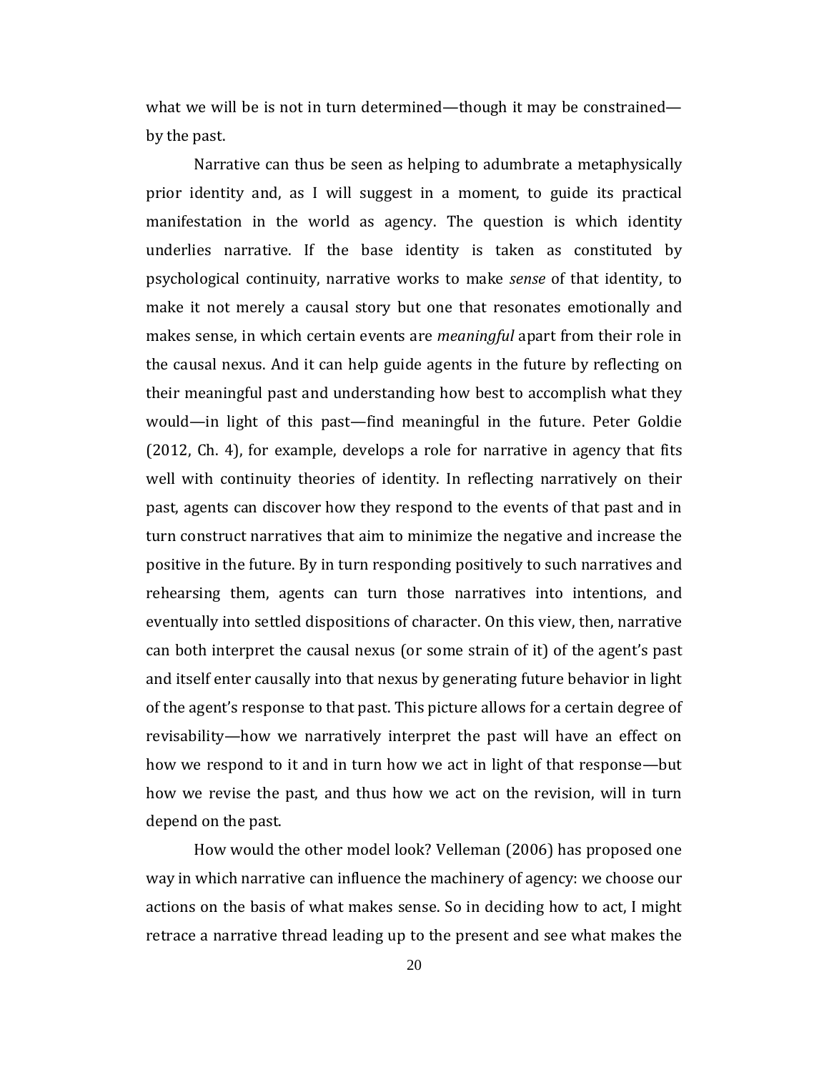what we will be is not in turn determined—though it may be constrained—by the past.

Narrative can thus be seen as helping to adumbrate a metaphysically prior identity and, as I will suggest in a moment, to guide its practical manifestation in the world as agency. The question is which identity underlies narrative. If the base identity is taken as constituted by psychological continuity, narrative works to make *sense* of that identity, to make it not merely a causal story but one that resonates emotionally and makes sense, in which certain events are *meaningful* apart from their role in the causal nexus. And it can help guide agents in the future by reflecting on their meaningful past and understanding how best to accomplish what they would—in light of this past—find meaningful in the future. Peter Goldie (2012, Ch. 4), for example, develops a role for narrative in agency that fits well with continuity theories of identity. In reflecting narratively on their past, agents can discover how they respond to the events of that past and in turn construct narratives that aim to minimize the negative and increase the positive in the future. By in turn responding positively to such narratives and rehearsing them, agents can turn those narratives into intentions, and eventually into settled dispositions of character. On this view, then, narrative can both interpret the causal nexus (or some strain of it) of the agent's past and itself enter causally into that nexus by generating future behavior in light of the agent's response to that past. This picture allows for a certain degree of revisability—how we narratively interpret the past will have an effect on how we respond to it and in turn how we act in light of that response—but how we revise the past, and thus how we act on the revision, will in turn depend on the past.

How would the other model look? Velleman (2006) has proposed one way in which narrative can influence the machinery of agency: we choose our actions on the basis of what makes sense. So in deciding how to act, I might retrace a narrative thread leading up to the present and see what makes the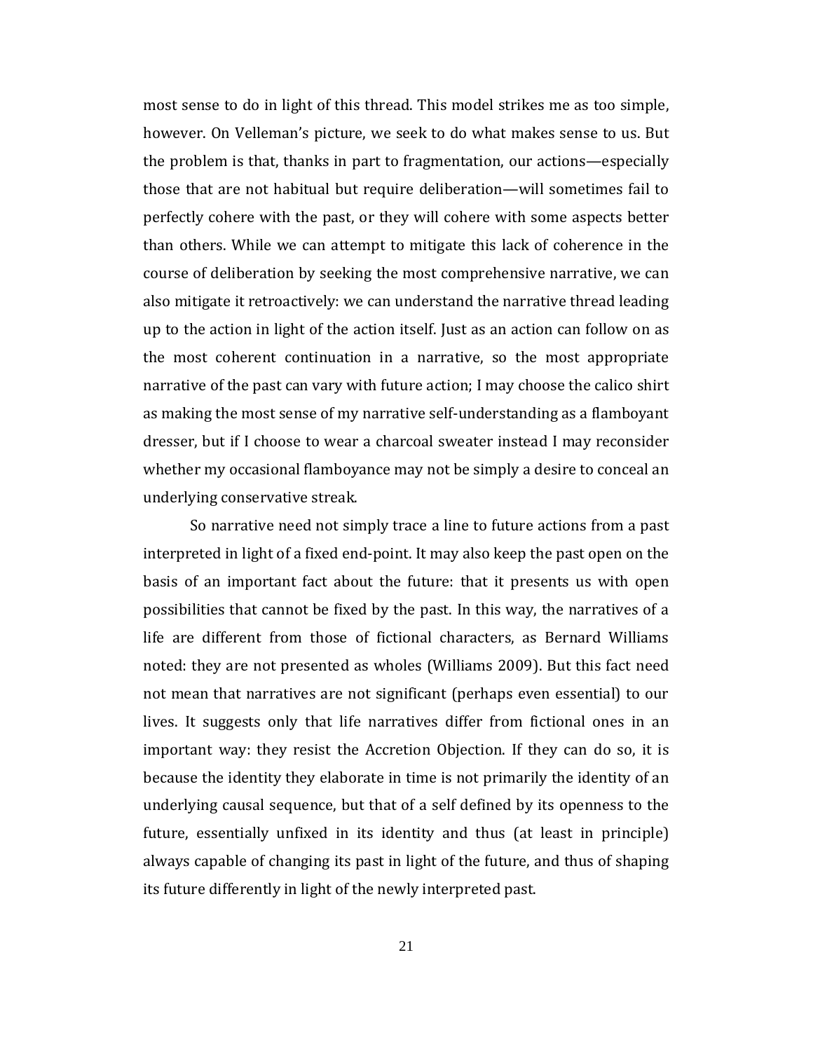most sense to do in light of this thread. This model strikes me as too simple, however. On Velleman's picture, we seek to do what makes sense to us. But the problem is that, thanks in part to fragmentation, our actions—especially those that are not habitual but require deliberation—will sometimes fail to perfectly cohere with the past, or they will cohere with some aspects better than others. While we can attempt to mitigate this lack of coherence in the course of deliberation by seeking the most comprehensive narrative, we can also mitigate it retroactively: we can understand the narrative thread leading up to the action in light of the action itself. Just as an action can follow on as the most coherent continuation in a narrative, so the most appropriate narrative of the past can vary with future action; I may choose the calico shirt as making the most sense of my narrative self-understanding as a flamboyant dresser, but if I choose to wear a charcoal sweater instead I may reconsider whether my occasional flamboyance may not be simply a desire to conceal an underlying conservative streak.

So narrative need not simply trace a line to future actions from a past interpreted in light of a fixed end-point. It may also keep the past open on the basis of an important fact about the future: that it presents us with open possibilities that cannot be fixed by the past. In this way, the narratives of a life are different from those of fictional characters, as Bernard Williams noted: they are not presented as wholes (Williams 2009). But this fact need not mean that narratives are not significant (perhaps even essential) to our lives. It suggests only that life narratives differ from fictional ones in an important way: they resist the Accretion Objection. If they can do so, it is because the identity they elaborate in time is not primarily the identity of an underlying causal sequence, but that of a self defined by its openness to the future, essentially unfixed in its identity and thus (at least in principle) always capable of changing its past in light of the future, and thus of shaping its future differently in light of the newly interpreted past.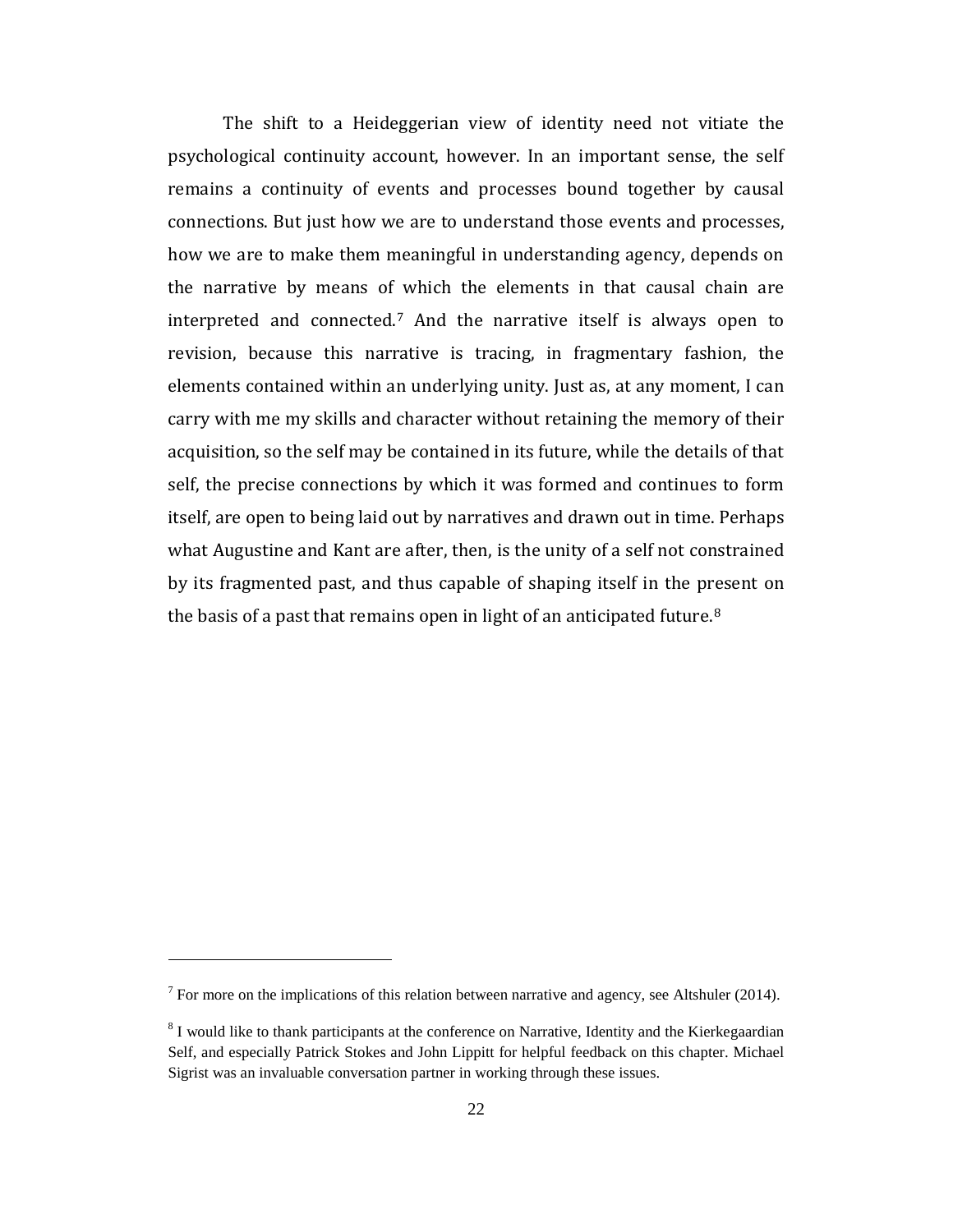The shift to a Heideggerian view of identity need not vitiate the psychological continuity account, however. In an important sense, the self remains a continuity of events and processes bound together by causal connections. But just how we are to understand those events and processes, how we are to make them meaningful in understanding agency, depends on the narrative by means of which the elements in that causal chain are interpreted and connected.[7] And the narrative itself is always open to revision, because this narrative is tracing, in fragmentary fashion, the elements contained within an underlying unity. Just as, at any moment, I can carry with me my skills and character without retaining the memory of their acquisition, so the self may be contained in its future, while the details of that self, the precise connections by which it was formed and continues to form itself, are open to being laid out by narratives and drawn out in time. Perhaps what Augustine and Kant are after, then, is the unity of a self not constrained by its fragmented past, and thus capable of shaping itself in the present on the basis of a past that remains open in light of an anticipated future.[8]

---

[7] For more on the implications of this relation between narrative and agency, see Altshuler (2014).

[8] I would like to thank participants at the conference on Narrative, Identity and the Kierkegaardian Self, and especially Patrick Stokes and John Lippitt for helpful feedback on this chapter. Michael Sigrist was an invaluable conversation partner in working through these issues.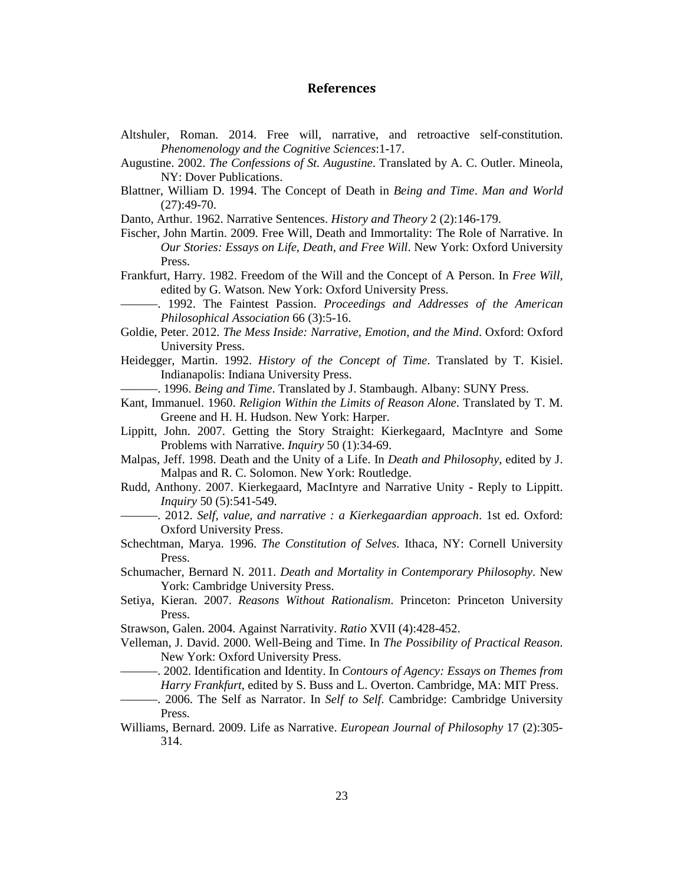## References

Altshuler, Roman. 2014. Free will, narrative, and retroactive self-constitution. *Phenomenology and the Cognitive Sciences*:1-17.

Augustine. 2002. *The Confessions of St. Augustine*. Translated by A. C. Outler. Mineola, NY: Dover Publications.

Blattner, William D. 1994. The Concept of Death in *Being and Time*. *Man and World* (27):49-70.

Danto, Arthur. 1962. Narrative Sentences. *History and Theory* 2 (2):146-179.

Fischer, John Martin. 2009. Free Will, Death and Immortality: The Role of Narrative. In *Our Stories: Essays on Life, Death, and Free Will*. New York: Oxford University Press.

Frankfurt, Harry. 1982. Freedom of the Will and the Concept of A Person. In *Free Will*, edited by G. Watson. New York: Oxford University Press.

———. 1992. The Faintest Passion. *Proceedings and Addresses of the American Philosophical Association* 66 (3):5-16.

Goldie, Peter. 2012. *The Mess Inside: Narrative, Emotion, and the Mind*. Oxford: Oxford University Press.

Heidegger, Martin. 1992. *History of the Concept of Time*. Translated by T. Kisiel. Indianapolis: Indiana University Press.

———. 1996. *Being and Time*. Translated by J. Stambaugh. Albany: SUNY Press.

Kant, Immanuel. 1960. *Religion Within the Limits of Reason Alone*. Translated by T. M. Greene and H. H. Hudson. New York: Harper.

Lippitt, John. 2007. Getting the Story Straight: Kierkegaard, MacIntyre and Some Problems with Narrative. *Inquiry* 50 (1):34-69.

Malpas, Jeff. 1998. Death and the Unity of a Life. In *Death and Philosophy*, edited by J. Malpas and R. C. Solomon. New York: Routledge.

Rudd, Anthony. 2007. Kierkegaard, MacIntyre and Narrative Unity - Reply to Lippitt. *Inquiry* 50 (5):541-549.

———. 2012. *Self, value, and narrative : a Kierkegaardian approach*. 1st ed. Oxford: Oxford University Press.

Schechtman, Marya. 1996. *The Constitution of Selves*. Ithaca, NY: Cornell University Press.

Schumacher, Bernard N. 2011. *Death and Mortality in Contemporary Philosophy*. New York: Cambridge University Press.

Setiya, Kieran. 2007. *Reasons Without Rationalism*. Princeton: Princeton University Press.

Strawson, Galen. 2004. Against Narrativity. *Ratio* XVII (4):428-452.

Velleman, J. David. 2000. Well-Being and Time. In *The Possibility of Practical Reason*. New York: Oxford University Press.

———. 2002. Identification and Identity. In *Contours of Agency: Essays on Themes from Harry Frankfurt*, edited by S. Buss and L. Overton. Cambridge, MA: MIT Press.

———. 2006. The Self as Narrator. In *Self to Self*. Cambridge: Cambridge University Press.

Williams, Bernard. 2009. Life as Narrative. *European Journal of Philosophy* 17 (2):305-314.